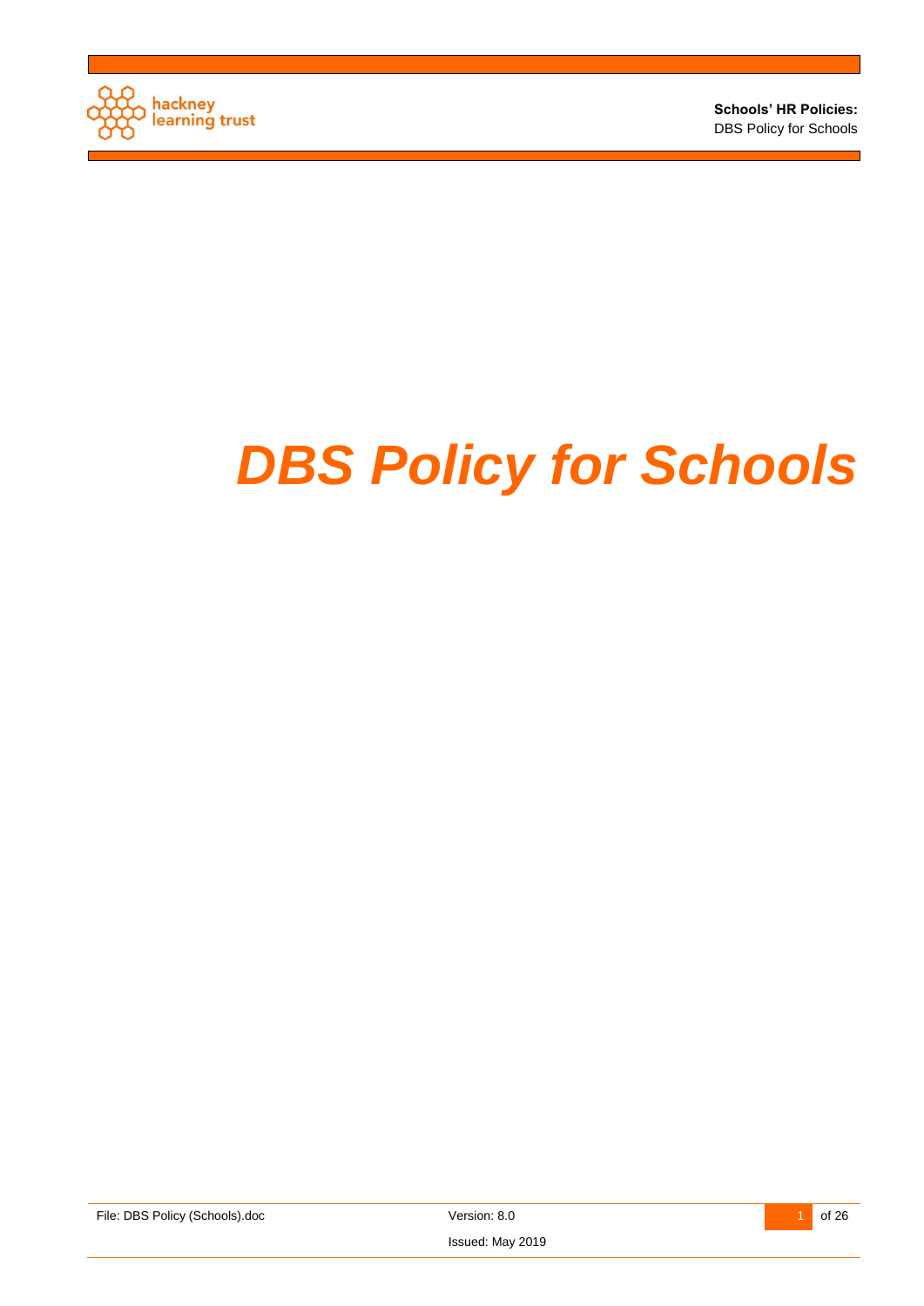# *DBS Policy for Schools*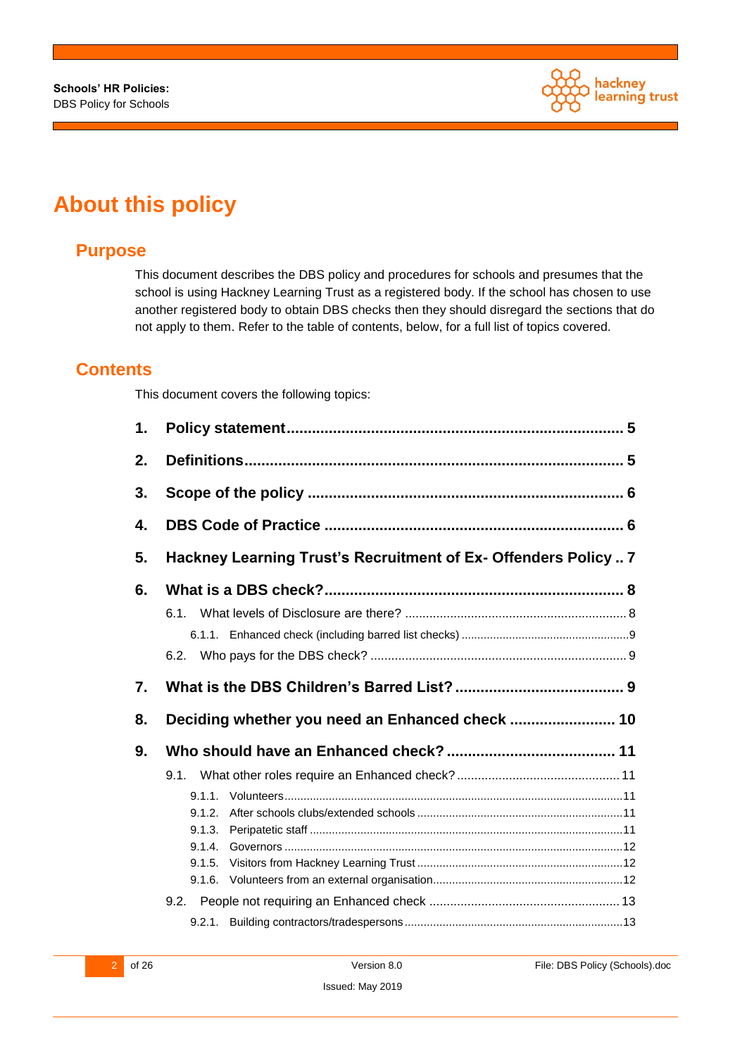# About this policy

## Purpose

This document describes the DBS policy and procedures for schools and presumes that the school is using Hackney Learning Trust as a registered body. If the school has chosen to use another registered body to obtain DBS checks then they should disregard the sections that do not apply to them. Refer to the table of contents, below, for a full list of topics covered.

## Contents

This document covers the following topics:

**1. Policy statement ..... 5**

**2. Definitions ..... 5**

**3. Scope of the policy ..... 6**

**4. DBS Code of Practice ..... 6**

**5. Hackney Learning Trust's Recruitment of Ex- Offenders Policy ..... 7**

**6. What is a DBS check? ..... 8**

- 6.1. What levels of Disclosure are there? ..... 8
  - 6.1.1. Enhanced check (including barred list checks) ..... 9
- 6.2. Who pays for the DBS check? ..... 9

**7. What is the DBS Children's Barred List? ..... 9**

**8. Deciding whether you need an Enhanced check ..... 10**

**9. Who should have an Enhanced check? ..... 11**

- 9.1. What other roles require an Enhanced check? ..... 11
  - 9.1.1. Volunteers ..... 11
  - 9.1.2. After schools clubs/extended schools ..... 11
  - 9.1.3. Peripatetic staff ..... 11
  - 9.1.4. Governors ..... 12
  - 9.1.5. Visitors from Hackney Learning Trust ..... 12
  - 9.1.6. Volunteers from an external organisation ..... 12
- 9.2. People not requiring an Enhanced check ..... 13
  - 9.2.1. Building contractors/tradespersons ..... 13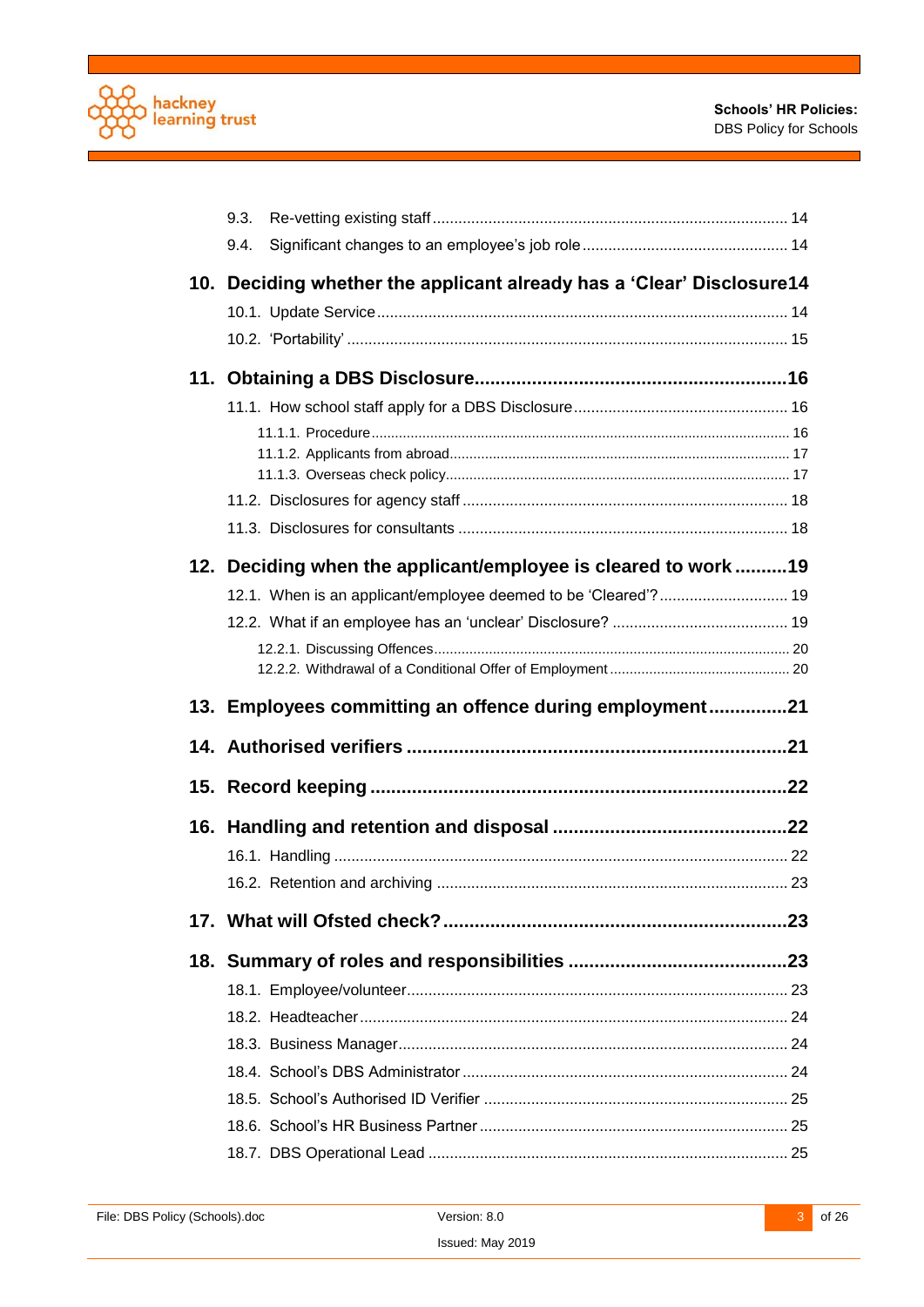9.3. Re-vetting existing staff .................................................................................. 14

9.4. Significant changes to an employee's job role ............................................... 14

**10. Deciding whether the applicant already has a 'Clear' Disclosure14**

10.1. Update Service ............................................................................................... 14

10.2. 'Portability' ...................................................................................................... 15

**11. Obtaining a DBS Disclosure.............................................................16**

11.1. How school staff apply for a DBS Disclosure ................................................. 16

11.1.1. Procedure ......................................................................................................... 16

11.1.2. Applicants from abroad ..................................................................................... 17

11.1.3. Overseas check policy ...................................................................................... 17

11.2. Disclosures for agency staff ........................................................................... 18

11.3. Disclosures for consultants ............................................................................ 18

**12. Deciding when the applicant/employee is cleared to work ..........19**

12.1. When is an applicant/employee deemed to be 'Cleared'? .............................. 19

12.2. What if an employee has an 'unclear' Disclosure? ......................................... 19

12.2.1. Discussing Offences ......................................................................................... 20

12.2.2. Withdrawal of a Conditional Offer of Employment ............................................. 20

**13. Employees committing an offence during employment ...............21**

**14. Authorised verifiers .........................................................................21**

**15. Record keeping ................................................................................22**

**16. Handling and retention and disposal .............................................22**

16.1. Handling ......................................................................................................... 22

16.2. Retention and archiving ................................................................................. 23

**17. What will Ofsted check? ..................................................................23**

**18. Summary of roles and responsibilities ..........................................23**

18.1. Employee/volunteer ........................................................................................ 23

18.2. Headteacher ................................................................................................... 24

18.3. Business Manager .......................................................................................... 24

18.4. School's DBS Administrator ........................................................................... 24

18.5. School's Authorised ID Verifier ...................................................................... 25

18.6. School's HR Business Partner ....................................................................... 25

18.7. DBS Operational Lead ................................................................................... 25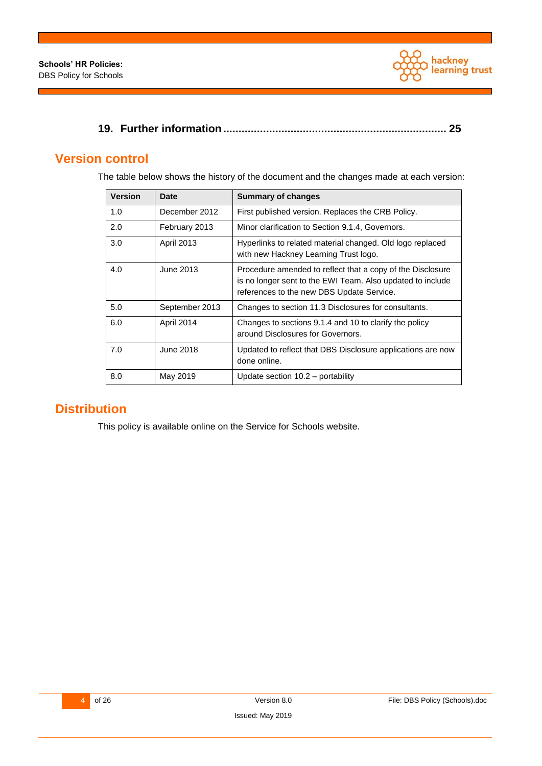**19. Further information ....................................................................... 25**

## Version control

The table below shows the history of the document and the changes made at each version:

| Version | Date | Summary of changes |
|---|---|---|
| 1.0 | December 2012 | First published version. Replaces the CRB Policy. |
| 2.0 | February 2013 | Minor clarification to Section 9.1.4, Governors. |
| 3.0 | April 2013 | Hyperlinks to related material changed. Old logo replaced with new Hackney Learning Trust logo. |
| 4.0 | June 2013 | Procedure amended to reflect that a copy of the Disclosure is no longer sent to the EWI Team. Also updated to include references to the new DBS Update Service. |
| 5.0 | September 2013 | Changes to section 11.3 Disclosures for consultants. |
| 6.0 | April 2014 | Changes to sections 9.1.4 and 10 to clarify the policy around Disclosures for Governors. |
| 7.0 | June 2018 | Updated to reflect that DBS Disclosure applications are now done online. |
| 8.0 | May 2019 | Update section 10.2 – portability |

## Distribution

This policy is available online on the Service for Schools website.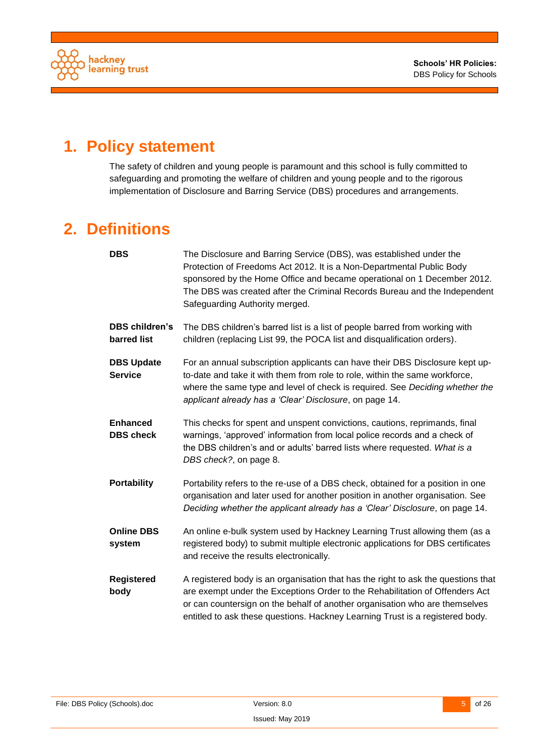# 1. Policy statement

The safety of children and young people is paramount and this school is fully committed to safeguarding and promoting the welfare of children and young people and to the rigorous implementation of Disclosure and Barring Service (DBS) procedures and arrangements.

# 2. Definitions

**DBS**
The Disclosure and Barring Service (DBS), was established under the Protection of Freedoms Act 2012. It is a Non-Departmental Public Body sponsored by the Home Office and became operational on 1 December 2012. The DBS was created after the Criminal Records Bureau and the Independent Safeguarding Authority merged.

**DBS children's barred list**
The DBS children's barred list is a list of people barred from working with children (replacing List 99, the POCA list and disqualification orders).

**DBS Update Service**
For an annual subscription applicants can have their DBS Disclosure kept up-to-date and take it with them from role to role, within the same workforce, where the same type and level of check is required. See *Deciding whether the applicant already has a 'Clear' Disclosure*, on page 14.

**Enhanced DBS check**
This checks for spent and unspent convictions, cautions, reprimands, final warnings, 'approved' information from local police records and a check of the DBS children's and or adults' barred lists where requested. *What is a DBS check?*, on page 8.

**Portability**
Portability refers to the re-use of a DBS check, obtained for a position in one organisation and later used for another position in another organisation. See *Deciding whether the applicant already has a 'Clear' Disclosure*, on page 14.

**Online DBS system**
An online e-bulk system used by Hackney Learning Trust allowing them (as a registered body) to submit multiple electronic applications for DBS certificates and receive the results electronically.

**Registered body**
A registered body is an organisation that has the right to ask the questions that are exempt under the Exceptions Order to the Rehabilitation of Offenders Act or can countersign on the behalf of another organisation who are themselves entitled to ask these questions. Hackney Learning Trust is a registered body.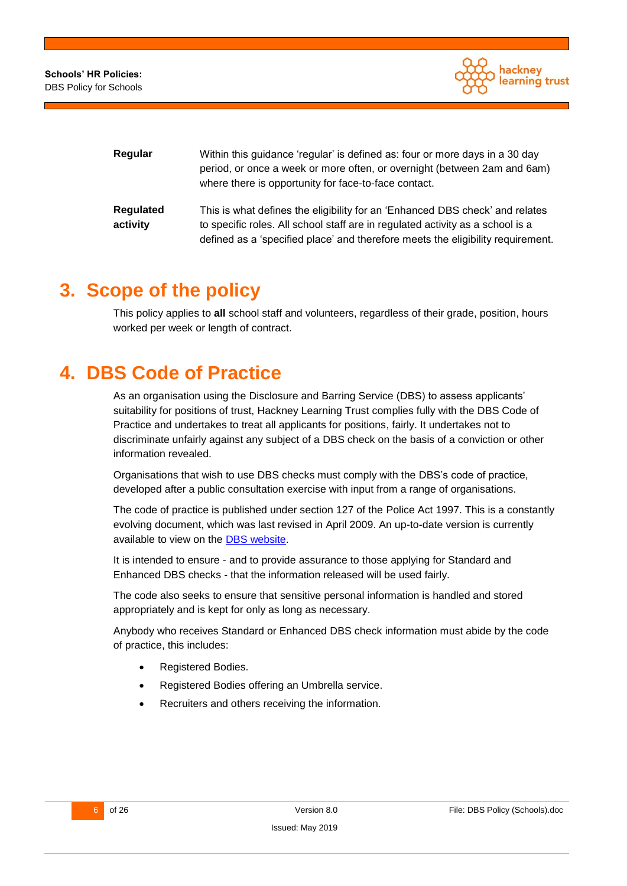| | |
|---|---|
| **Regular** | Within this guidance 'regular' is defined as: four or more days in a 30 day period, or once a week or more often, or overnight (between 2am and 6am) where there is opportunity for face-to-face contact. |
| **Regulated activity** | This is what defines the eligibility for an 'Enhanced DBS check' and relates to specific roles. All school staff are in regulated activity as a school is a defined as a 'specified place' and therefore meets the eligibility requirement. |

# 3. Scope of the policy

This policy applies to **all** school staff and volunteers, regardless of their grade, position, hours worked per week or length of contract.

# 4. DBS Code of Practice

As an organisation using the Disclosure and Barring Service (DBS) to assess applicants' suitability for positions of trust, Hackney Learning Trust complies fully with the DBS Code of Practice and undertakes to treat all applicants for positions, fairly. It undertakes not to discriminate unfairly against any subject of a DBS check on the basis of a conviction or other information revealed.

Organisations that wish to use DBS checks must comply with the DBS's code of practice, developed after a public consultation exercise with input from a range of organisations.

The code of practice is published under section 127 of the Police Act 1997. This is a constantly evolving document, which was last revised in April 2009. An up-to-date version is currently available to view on the DBS website.

It is intended to ensure - and to provide assurance to those applying for Standard and Enhanced DBS checks - that the information released will be used fairly.

The code also seeks to ensure that sensitive personal information is handled and stored appropriately and is kept for only as long as necessary.

Anybody who receives Standard or Enhanced DBS check information must abide by the code of practice, this includes:

- Registered Bodies.
- Registered Bodies offering an Umbrella service.
- Recruiters and others receiving the information.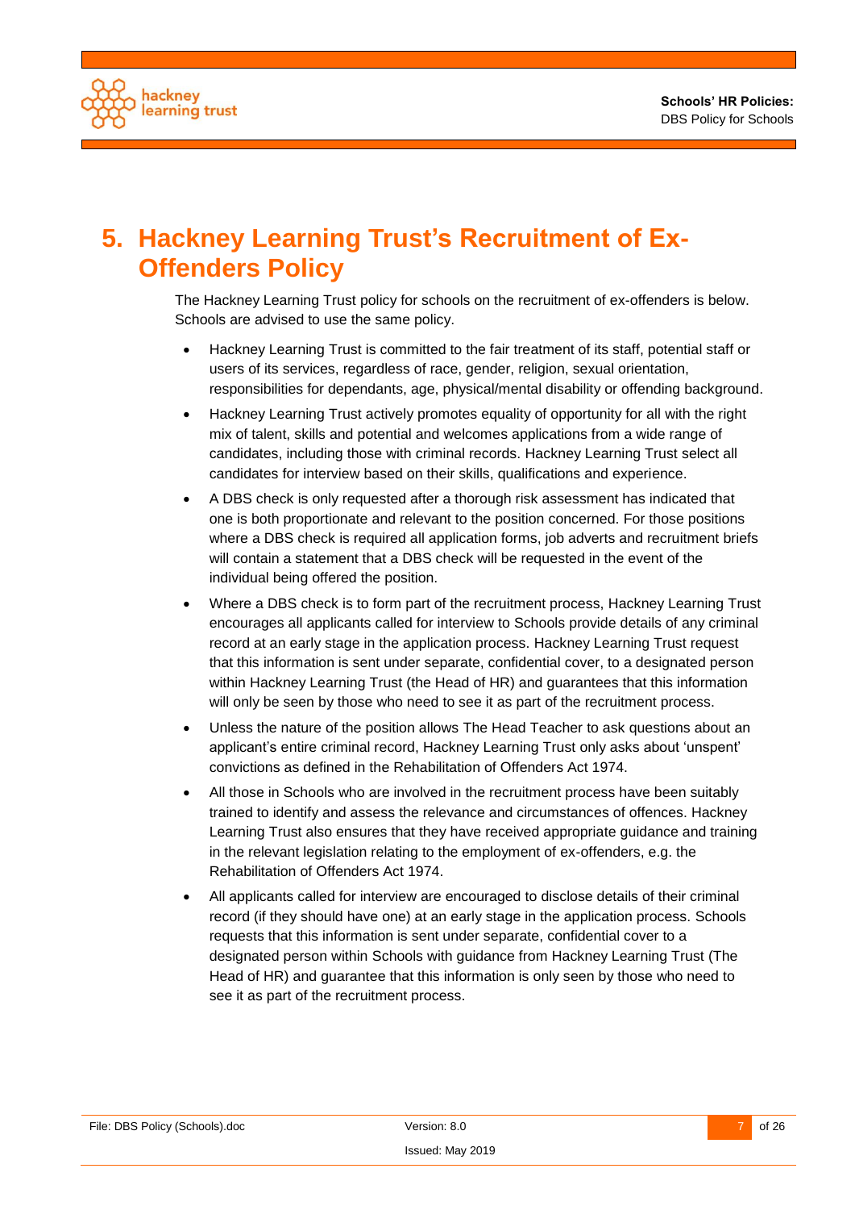## 5. Hackney Learning Trust's Recruitment of Ex-Offenders Policy

The Hackney Learning Trust policy for schools on the recruitment of ex-offenders is below. Schools are advised to use the same policy.

- Hackney Learning Trust is committed to the fair treatment of its staff, potential staff or users of its services, regardless of race, gender, religion, sexual orientation, responsibilities for dependants, age, physical/mental disability or offending background.
- Hackney Learning Trust actively promotes equality of opportunity for all with the right mix of talent, skills and potential and welcomes applications from a wide range of candidates, including those with criminal records. Hackney Learning Trust select all candidates for interview based on their skills, qualifications and experience.
- A DBS check is only requested after a thorough risk assessment has indicated that one is both proportionate and relevant to the position concerned. For those positions where a DBS check is required all application forms, job adverts and recruitment briefs will contain a statement that a DBS check will be requested in the event of the individual being offered the position.
- Where a DBS check is to form part of the recruitment process, Hackney Learning Trust encourages all applicants called for interview to Schools provide details of any criminal record at an early stage in the application process. Hackney Learning Trust request that this information is sent under separate, confidential cover, to a designated person within Hackney Learning Trust (the Head of HR) and guarantees that this information will only be seen by those who need to see it as part of the recruitment process.
- Unless the nature of the position allows The Head Teacher to ask questions about an applicant's entire criminal record, Hackney Learning Trust only asks about 'unspent' convictions as defined in the Rehabilitation of Offenders Act 1974.
- All those in Schools who are involved in the recruitment process have been suitably trained to identify and assess the relevance and circumstances of offences. Hackney Learning Trust also ensures that they have received appropriate guidance and training in the relevant legislation relating to the employment of ex-offenders, e.g. the Rehabilitation of Offenders Act 1974.
- All applicants called for interview are encouraged to disclose details of their criminal record (if they should have one) at an early stage in the application process. Schools requests that this information is sent under separate, confidential cover to a designated person within Schools with guidance from Hackney Learning Trust (The Head of HR) and guarantee that this information is only seen by those who need to see it as part of the recruitment process.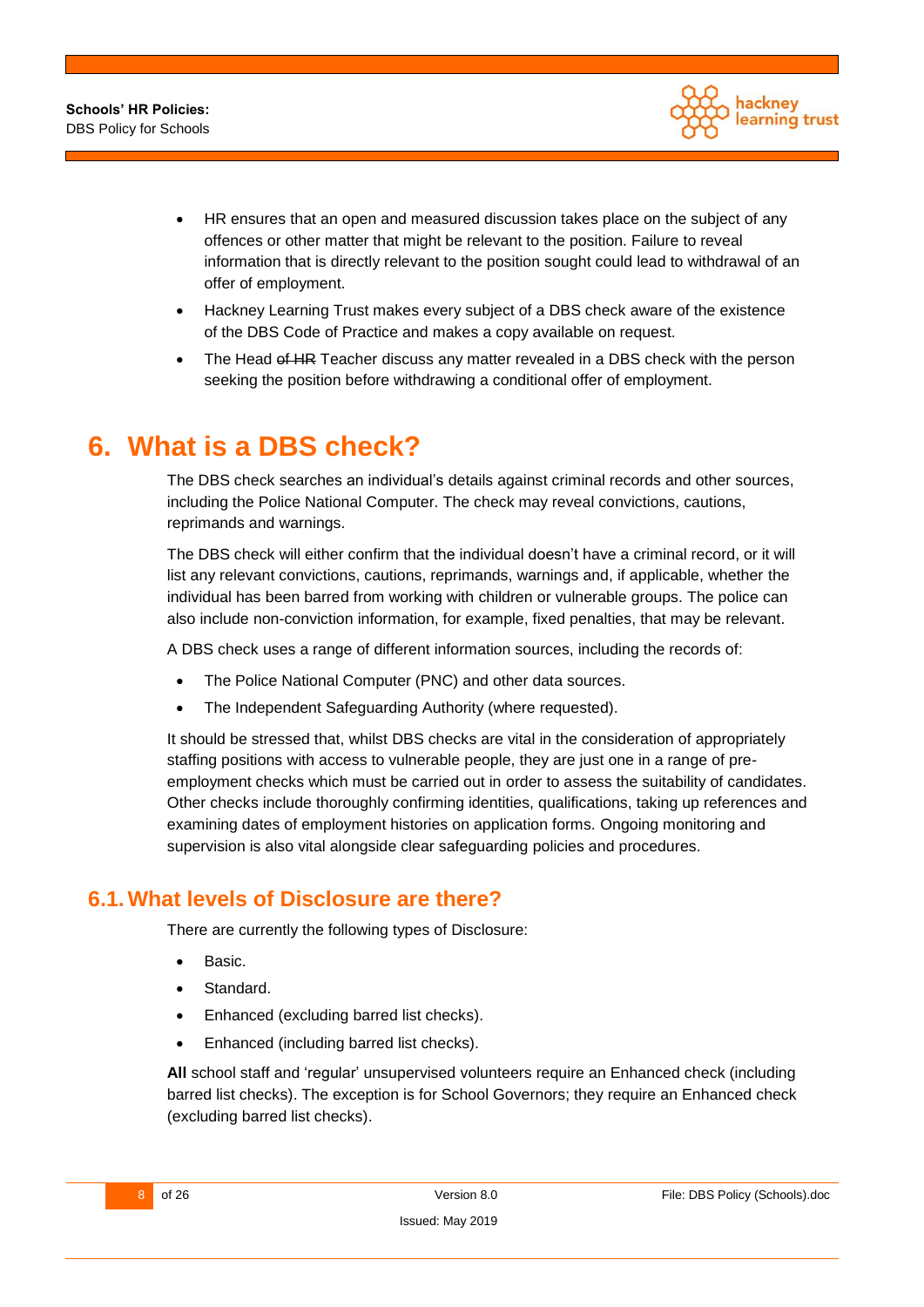- HR ensures that an open and measured discussion takes place on the subject of any offences or other matter that might be relevant to the position. Failure to reveal information that is directly relevant to the position sought could lead to withdrawal of an offer of employment.
- Hackney Learning Trust makes every subject of a DBS check aware of the existence of the DBS Code of Practice and makes a copy available on request.
- The Head ~~of HR~~ Teacher discuss any matter revealed in a DBS check with the person seeking the position before withdrawing a conditional offer of employment.

# 6. What is a DBS check?

The DBS check searches an individual's details against criminal records and other sources, including the Police National Computer. The check may reveal convictions, cautions, reprimands and warnings.

The DBS check will either confirm that the individual doesn't have a criminal record, or it will list any relevant convictions, cautions, reprimands, warnings and, if applicable, whether the individual has been barred from working with children or vulnerable groups. The police can also include non-conviction information, for example, fixed penalties, that may be relevant.

A DBS check uses a range of different information sources, including the records of:

- The Police National Computer (PNC) and other data sources.
- The Independent Safeguarding Authority (where requested).

It should be stressed that, whilst DBS checks are vital in the consideration of appropriately staffing positions with access to vulnerable people, they are just one in a range of pre-employment checks which must be carried out in order to assess the suitability of candidates. Other checks include thoroughly confirming identities, qualifications, taking up references and examining dates of employment histories on application forms. Ongoing monitoring and supervision is also vital alongside clear safeguarding policies and procedures.

## 6.1. What levels of Disclosure are there?

There are currently the following types of Disclosure:

- Basic.
- Standard.
- Enhanced (excluding barred list checks).
- Enhanced (including barred list checks).

**All** school staff and 'regular' unsupervised volunteers require an Enhanced check (including barred list checks). The exception is for School Governors; they require an Enhanced check (excluding barred list checks).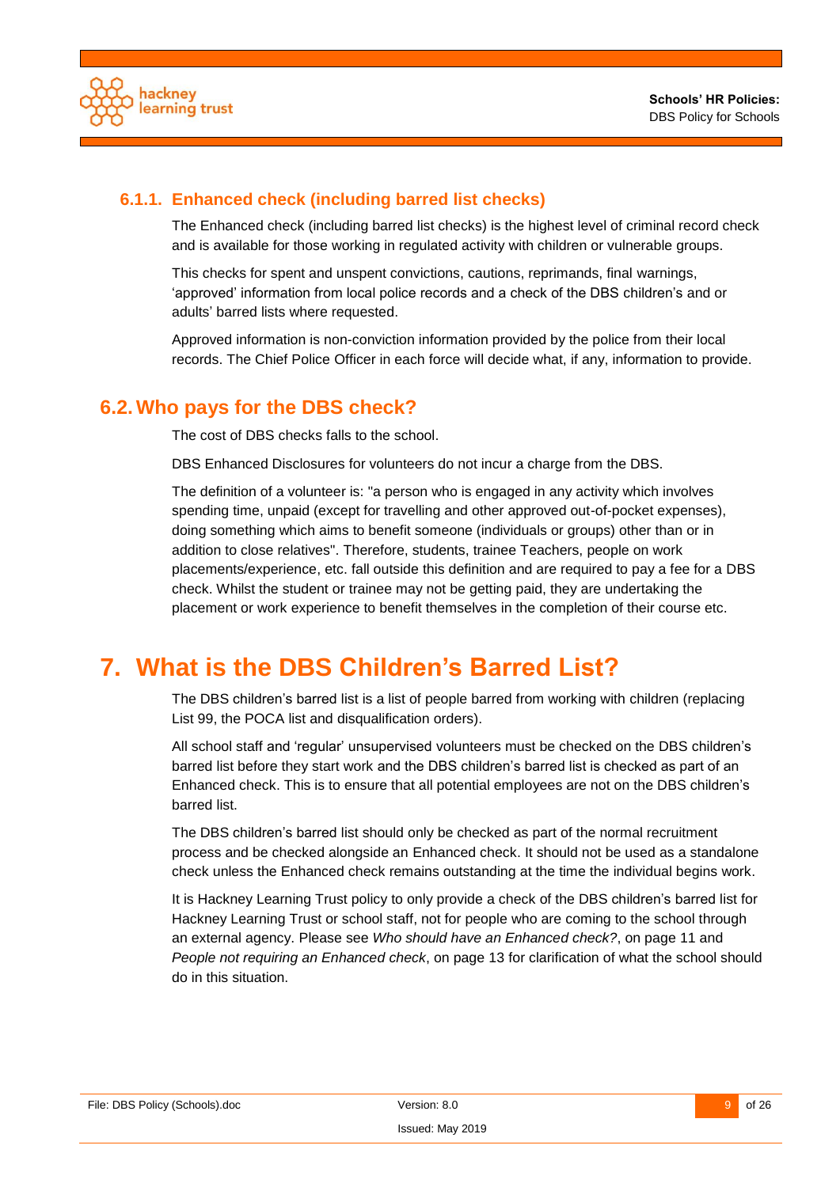### 6.1.1. Enhanced check (including barred list checks)

The Enhanced check (including barred list checks) is the highest level of criminal record check and is available for those working in regulated activity with children or vulnerable groups.

This checks for spent and unspent convictions, cautions, reprimands, final warnings, 'approved' information from local police records and a check of the DBS children's and or adults' barred lists where requested.

Approved information is non-conviction information provided by the police from their local records. The Chief Police Officer in each force will decide what, if any, information to provide.

## 6.2. Who pays for the DBS check?

The cost of DBS checks falls to the school.

DBS Enhanced Disclosures for volunteers do not incur a charge from the DBS.

The definition of a volunteer is: "a person who is engaged in any activity which involves spending time, unpaid (except for travelling and other approved out-of-pocket expenses), doing something which aims to benefit someone (individuals or groups) other than or in addition to close relatives". Therefore, students, trainee Teachers, people on work placements/experience, etc. fall outside this definition and are required to pay a fee for a DBS check. Whilst the student or trainee may not be getting paid, they are undertaking the placement or work experience to benefit themselves in the completion of their course etc.

# 7. What is the DBS Children's Barred List?

The DBS children's barred list is a list of people barred from working with children (replacing List 99, the POCA list and disqualification orders).

All school staff and 'regular' unsupervised volunteers must be checked on the DBS children's barred list before they start work and the DBS children's barred list is checked as part of an Enhanced check. This is to ensure that all potential employees are not on the DBS children's barred list.

The DBS children's barred list should only be checked as part of the normal recruitment process and be checked alongside an Enhanced check. It should not be used as a standalone check unless the Enhanced check remains outstanding at the time the individual begins work.

It is Hackney Learning Trust policy to only provide a check of the DBS children's barred list for Hackney Learning Trust or school staff, not for people who are coming to the school through an external agency. Please see *Who should have an Enhanced check?*, on page 11 and *People not requiring an Enhanced check*, on page 13 for clarification of what the school should do in this situation.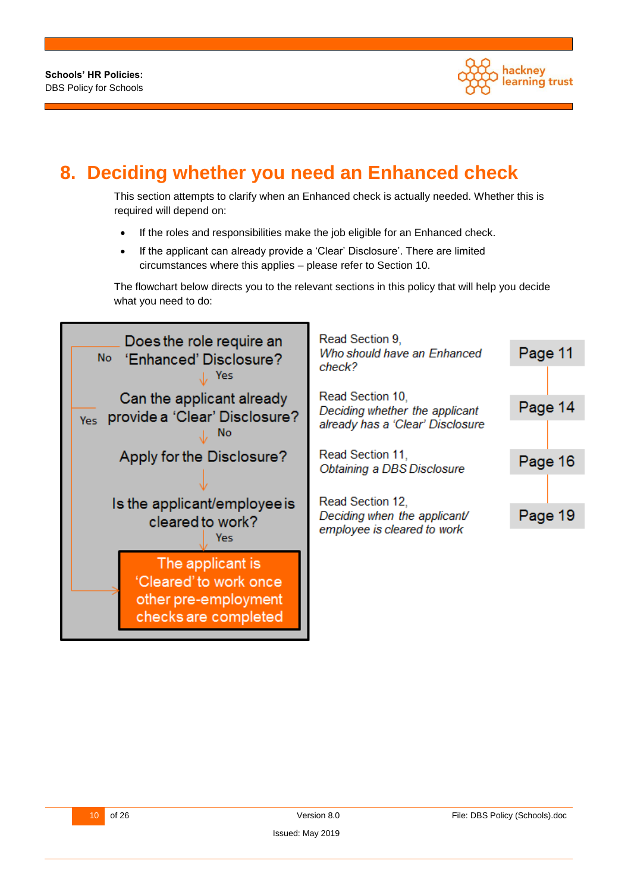# 8. Deciding whether you need an Enhanced check

This section attempts to clarify when an Enhanced check is actually needed. Whether this is required will depend on:

- If the roles and responsibilities make the job eligible for an Enhanced check.
- If the applicant can already provide a 'Clear' Disclosure'. There are limited circumstances where this applies – please refer to Section 10.

The flowchart below directs you to the relevant sections in this policy that will help you decide what you need to do:

| Flowchart step | Guidance | Page |
|---|---|---|
| Does the role require an 'Enhanced' Disclosure? (No → The applicant is 'Cleared' to work once other pre-employment checks are completed; Yes ↓) | Read Section 9, *Who should have an Enhanced check?* | Page 11 |
| Can the applicant already provide a 'Clear' Disclosure? (Yes → The applicant is 'Cleared' to work once other pre-employment checks are completed; No ↓) | Read Section 10, *Deciding whether the applicant already has a 'Clear' Disclosure* | Page 14 |
| Apply for the Disclosure? ↓ | Read Section 11, *Obtaining a DBS Disclosure* | Page 16 |
| Is the applicant/employee is cleared to work? (Yes ↓) | Read Section 12, *Deciding when the applicant/ employee is cleared to work* | Page 19 |
| The applicant is 'Cleared' to work once other pre-employment checks are completed | | |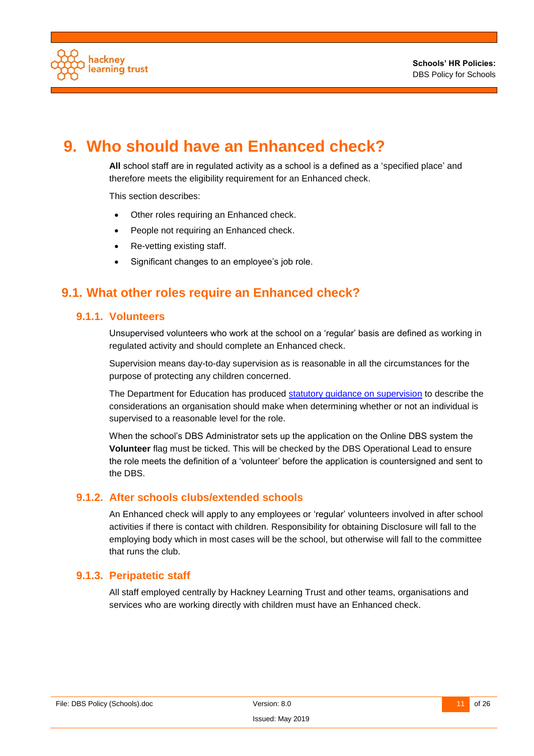# 9. Who should have an Enhanced check?

**All** school staff are in regulated activity as a school is a defined as a 'specified place' and therefore meets the eligibility requirement for an Enhanced check.

This section describes:

- Other roles requiring an Enhanced check.
- People not requiring an Enhanced check.
- Re-vetting existing staff.
- Significant changes to an employee's job role.

## 9.1. What other roles require an Enhanced check?

### 9.1.1. Volunteers

Unsupervised volunteers who work at the school on a 'regular' basis are defined as working in regulated activity and should complete an Enhanced check.

Supervision means day-to-day supervision as is reasonable in all the circumstances for the purpose of protecting any children concerned.

The Department for Education has produced statutory guidance on supervision to describe the considerations an organisation should make when determining whether or not an individual is supervised to a reasonable level for the role.

When the school's DBS Administrator sets up the application on the Online DBS system the **Volunteer** flag must be ticked. This will be checked by the DBS Operational Lead to ensure the role meets the definition of a 'volunteer' before the application is countersigned and sent to the DBS.

### 9.1.2. After schools clubs/extended schools

An Enhanced check will apply to any employees or 'regular' volunteers involved in after school activities if there is contact with children. Responsibility for obtaining Disclosure will fall to the employing body which in most cases will be the school, but otherwise will fall to the committee that runs the club.

### 9.1.3. Peripatetic staff

All staff employed centrally by Hackney Learning Trust and other teams, organisations and services who are working directly with children must have an Enhanced check.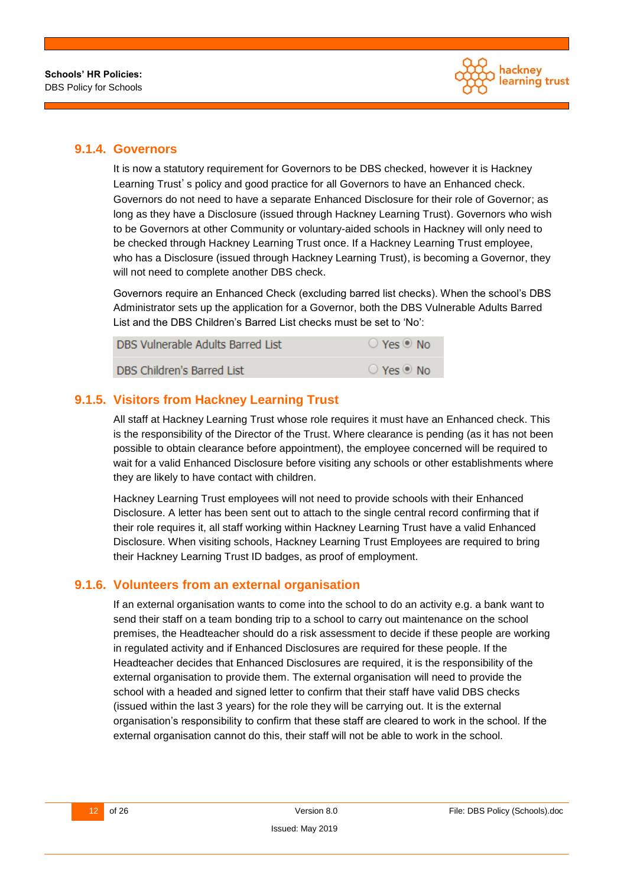### 9.1.4. Governors

It is now a statutory requirement for Governors to be DBS checked, however it is Hackney Learning Trust's policy and good practice for all Governors to have an Enhanced check. Governors do not need to have a separate Enhanced Disclosure for their role of Governor; as long as they have a Disclosure (issued through Hackney Learning Trust). Governors who wish to be Governors at other Community or voluntary-aided schools in Hackney will only need to be checked through Hackney Learning Trust once. If a Hackney Learning Trust employee, who has a Disclosure (issued through Hackney Learning Trust), is becoming a Governor, they will not need to complete another DBS check.

Governors require an Enhanced Check (excluding barred list checks). When the school's DBS Administrator sets up the application for a Governor, both the DBS Vulnerable Adults Barred List and the DBS Children's Barred List checks must be set to 'No':

| DBS Vulnerable Adults Barred List | ○ Yes ◉ No |
|---|---|
| DBS Children's Barred List | ○ Yes ◉ No |

### 9.1.5. Visitors from Hackney Learning Trust

All staff at Hackney Learning Trust whose role requires it must have an Enhanced check. This is the responsibility of the Director of the Trust. Where clearance is pending (as it has not been possible to obtain clearance before appointment), the employee concerned will be required to wait for a valid Enhanced Disclosure before visiting any schools or other establishments where they are likely to have contact with children.

Hackney Learning Trust employees will not need to provide schools with their Enhanced Disclosure. A letter has been sent out to attach to the single central record confirming that if their role requires it, all staff working within Hackney Learning Trust have a valid Enhanced Disclosure. When visiting schools, Hackney Learning Trust Employees are required to bring their Hackney Learning Trust ID badges, as proof of employment.

### 9.1.6. Volunteers from an external organisation

If an external organisation wants to come into the school to do an activity e.g. a bank want to send their staff on a team bonding trip to a school to carry out maintenance on the school premises, the Headteacher should do a risk assessment to decide if these people are working in regulated activity and if Enhanced Disclosures are required for these people. If the Headteacher decides that Enhanced Disclosures are required, it is the responsibility of the external organisation to provide them. The external organisation will need to provide the school with a headed and signed letter to confirm that their staff have valid DBS checks (issued within the last 3 years) for the role they will be carrying out. It is the external organisation's responsibility to confirm that these staff are cleared to work in the school. If the external organisation cannot do this, their staff will not be able to work in the school.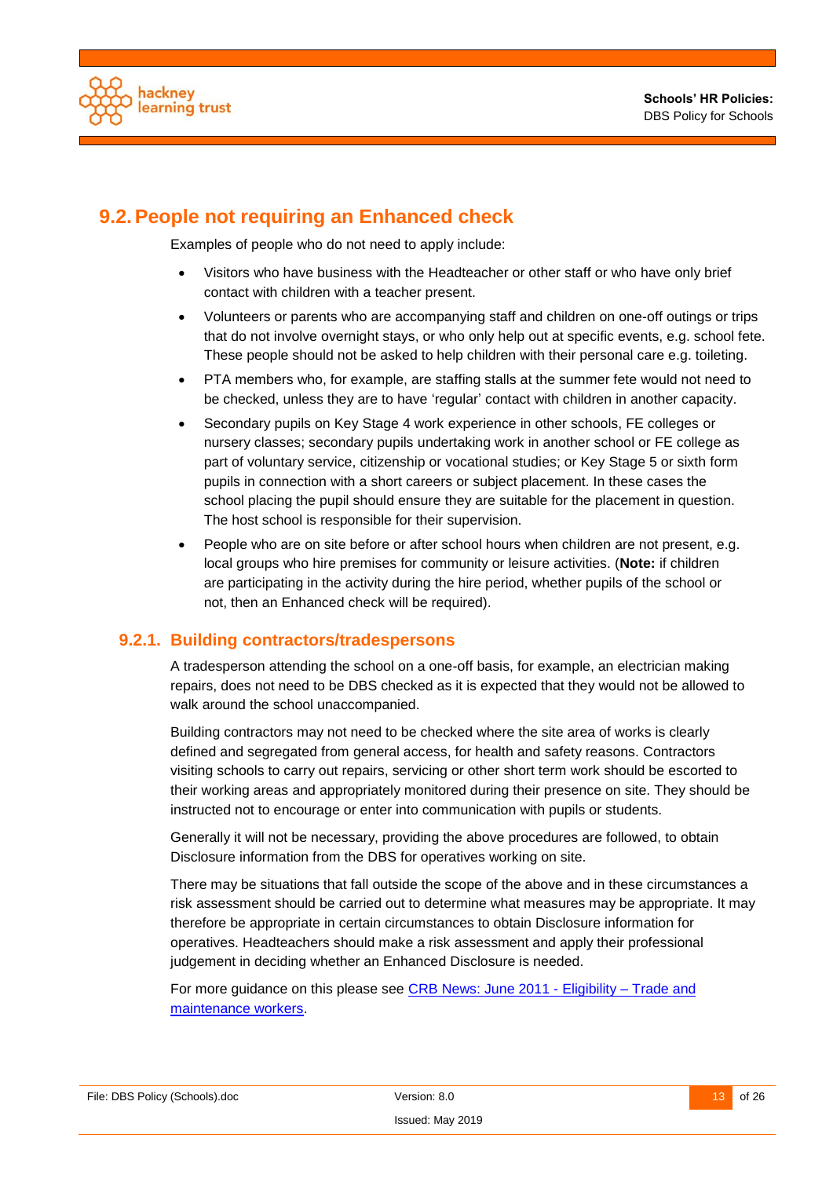## 9.2. People not requiring an Enhanced check

Examples of people who do not need to apply include:

- Visitors who have business with the Headteacher or other staff or who have only brief contact with children with a teacher present.
- Volunteers or parents who are accompanying staff and children on one-off outings or trips that do not involve overnight stays, or who only help out at specific events, e.g. school fete. These people should not be asked to help children with their personal care e.g. toileting.
- PTA members who, for example, are staffing stalls at the summer fete would not need to be checked, unless they are to have 'regular' contact with children in another capacity.
- Secondary pupils on Key Stage 4 work experience in other schools, FE colleges or nursery classes; secondary pupils undertaking work in another school or FE college as part of voluntary service, citizenship or vocational studies; or Key Stage 5 or sixth form pupils in connection with a short careers or subject placement. In these cases the school placing the pupil should ensure they are suitable for the placement in question. The host school is responsible for their supervision.
- People who are on site before or after school hours when children are not present, e.g. local groups who hire premises for community or leisure activities. (**Note:** if children are participating in the activity during the hire period, whether pupils of the school or not, then an Enhanced check will be required).

### 9.2.1. Building contractors/tradespersons

A tradesperson attending the school on a one-off basis, for example, an electrician making repairs, does not need to be DBS checked as it is expected that they would not be allowed to walk around the school unaccompanied.

Building contractors may not need to be checked where the site area of works is clearly defined and segregated from general access, for health and safety reasons. Contractors visiting schools to carry out repairs, servicing or other short term work should be escorted to their working areas and appropriately monitored during their presence on site. They should be instructed not to encourage or enter into communication with pupils or students.

Generally it will not be necessary, providing the above procedures are followed, to obtain Disclosure information from the DBS for operatives working on site.

There may be situations that fall outside the scope of the above and in these circumstances a risk assessment should be carried out to determine what measures may be appropriate. It may therefore be appropriate in certain circumstances to obtain Disclosure information for operatives. Headteachers should make a risk assessment and apply their professional judgement in deciding whether an Enhanced Disclosure is needed.

For more guidance on this please see CRB News: June 2011 - Eligibility – Trade and maintenance workers.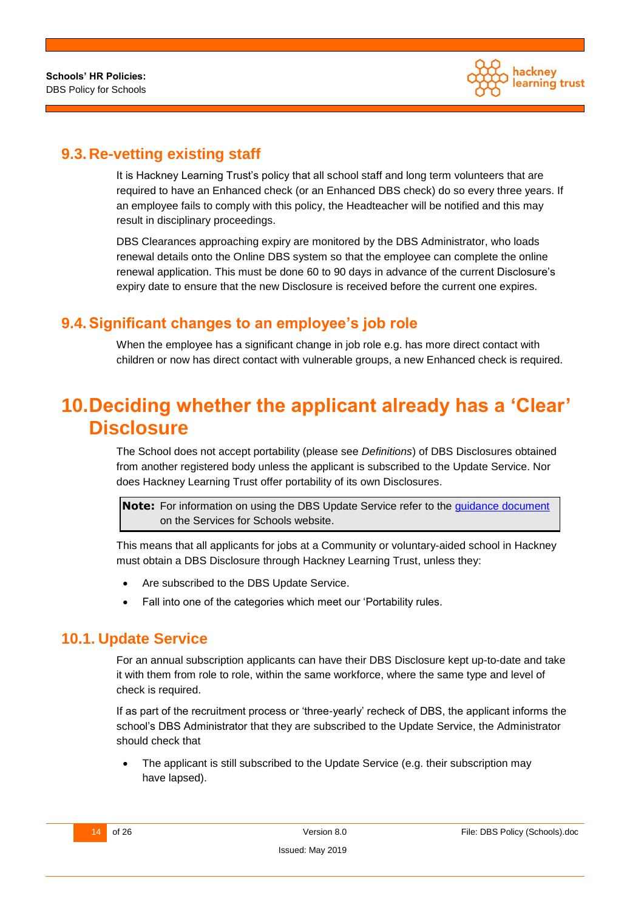## 9.3. Re-vetting existing staff

It is Hackney Learning Trust's policy that all school staff and long term volunteers that are required to have an Enhanced check (or an Enhanced DBS check) do so every three years. If an employee fails to comply with this policy, the Headteacher will be notified and this may result in disciplinary proceedings.

DBS Clearances approaching expiry are monitored by the DBS Administrator, who loads renewal details onto the Online DBS system so that the employee can complete the online renewal application. This must be done 60 to 90 days in advance of the current Disclosure's expiry date to ensure that the new Disclosure is received before the current one expires.

## 9.4. Significant changes to an employee's job role

When the employee has a significant change in job role e.g. has more direct contact with children or now has direct contact with vulnerable groups, a new Enhanced check is required.

# 10. Deciding whether the applicant already has a 'Clear' Disclosure

The School does not accept portability (please see *Definitions*) of DBS Disclosures obtained from another registered body unless the applicant is subscribed to the Update Service. Nor does Hackney Learning Trust offer portability of its own Disclosures.

> **Note:** For information on using the DBS Update Service refer to the guidance document on the Services for Schools website.

This means that all applicants for jobs at a Community or voluntary-aided school in Hackney must obtain a DBS Disclosure through Hackney Learning Trust, unless they:

- Are subscribed to the DBS Update Service.
- Fall into one of the categories which meet our 'Portability rules.

## 10.1. Update Service

For an annual subscription applicants can have their DBS Disclosure kept up-to-date and take it with them from role to role, within the same workforce, where the same type and level of check is required.

If as part of the recruitment process or 'three-yearly' recheck of DBS, the applicant informs the school's DBS Administrator that they are subscribed to the Update Service, the Administrator should check that

- The applicant is still subscribed to the Update Service (e.g. their subscription may have lapsed).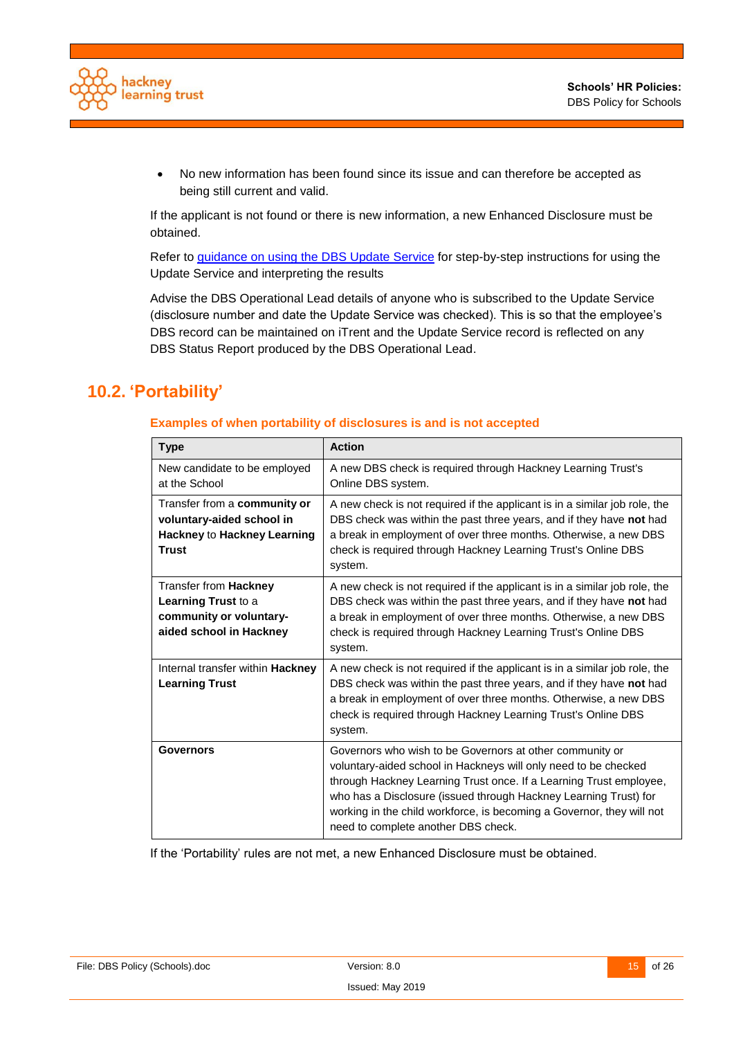- No new information has been found since its issue and can therefore be accepted as being still current and valid.

If the applicant is not found or there is new information, a new Enhanced Disclosure must be obtained.

Refer to [guidance on using the DBS Update Service]() for step-by-step instructions for using the Update Service and interpreting the results

Advise the DBS Operational Lead details of anyone who is subscribed to the Update Service (disclosure number and date the Update Service was checked). This is so that the employee's DBS record can be maintained on iTrent and the Update Service record is reflected on any DBS Status Report produced by the DBS Operational Lead.

## 10.2. 'Portability'

### Examples of when portability of disclosures is and is not accepted

| Type | Action |
|---|---|
| New candidate to be employed at the School | A new DBS check is required through Hackney Learning Trust's Online DBS system. |
| Transfer from a **community or voluntary-aided school in Hackney** to **Hackney Learning Trust** | A new check is not required if the applicant is in a similar job role, the DBS check was within the past three years, and if they have **not** had a break in employment of over three months. Otherwise, a new DBS check is required through Hackney Learning Trust's Online DBS system. |
| Transfer from **Hackney Learning Trust** to a **community or voluntary-aided school in Hackney** | A new check is not required if the applicant is in a similar job role, the DBS check was within the past three years, and if they have **not** had a break in employment of over three months. Otherwise, a new DBS check is required through Hackney Learning Trust's Online DBS system. |
| Internal transfer within **Hackney Learning Trust** | A new check is not required if the applicant is in a similar job role, the DBS check was within the past three years, and if they have **not** had a break in employment of over three months. Otherwise, a new DBS check is required through Hackney Learning Trust's Online DBS system. |
| **Governors** | Governors who wish to be Governors at other community or voluntary-aided school in Hackneys will only need to be checked through Hackney Learning Trust once. If a Learning Trust employee, who has a Disclosure (issued through Hackney Learning Trust) for working in the child workforce, is becoming a Governor, they will not need to complete another DBS check. |

If the 'Portability' rules are not met, a new Enhanced Disclosure must be obtained.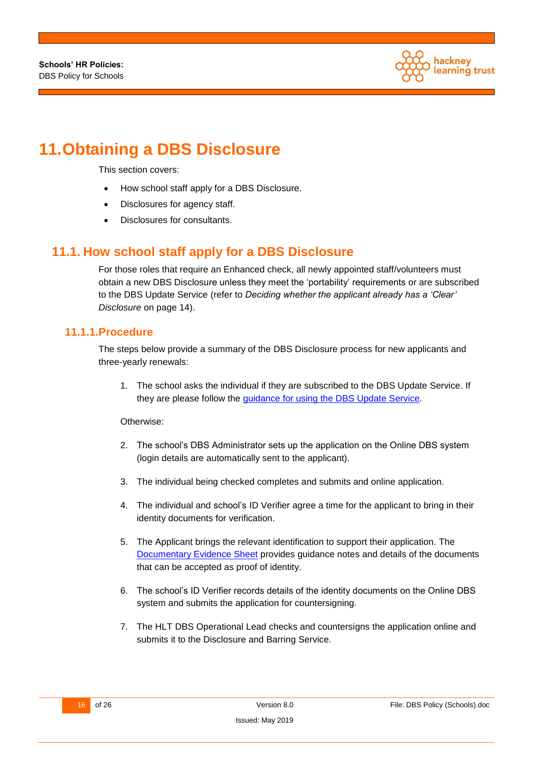# 11. Obtaining a DBS Disclosure

This section covers:

- How school staff apply for a DBS Disclosure.
- Disclosures for agency staff.
- Disclosures for consultants.

## 11.1. How school staff apply for a DBS Disclosure

For those roles that require an Enhanced check, all newly appointed staff/volunteers must obtain a new DBS Disclosure unless they meet the 'portability' requirements or are subscribed to the DBS Update Service (refer to *Deciding whether the applicant already has a 'Clear' Disclosure* on page 14).

### 11.1.1. Procedure

The steps below provide a summary of the DBS Disclosure process for new applicants and three-yearly renewals:

1. The school asks the individual if they are subscribed to the DBS Update Service. If they are please follow the [guidance for using the DBS Update Service](#).

Otherwise:

2. The school's DBS Administrator sets up the application on the Online DBS system (login details are automatically sent to the applicant).

3. The individual being checked completes and submits and online application.

4. The individual and school's ID Verifier agree a time for the applicant to bring in their identity documents for verification.

5. The Applicant brings the relevant identification to support their application. The [Documentary Evidence Sheet](#) provides guidance notes and details of the documents that can be accepted as proof of identity.

6. The school's ID Verifier records details of the identity documents on the Online DBS system and submits the application for countersigning.

7. The HLT DBS Operational Lead checks and countersigns the application online and submits it to the Disclosure and Barring Service.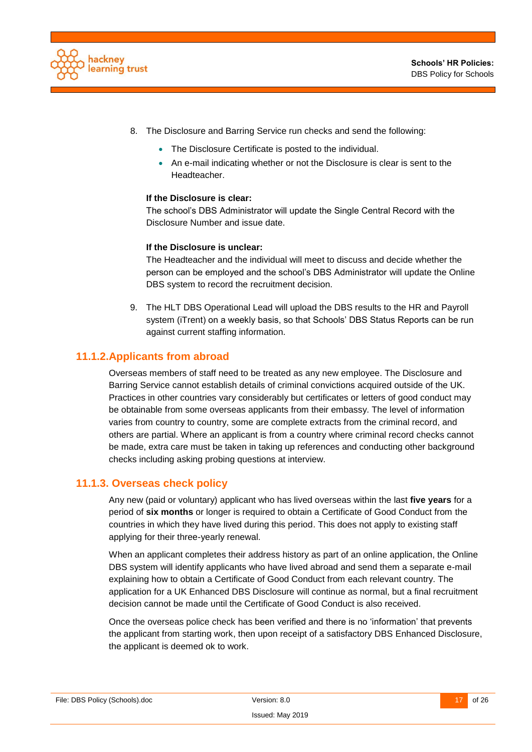8. The Disclosure and Barring Service run checks and send the following:

    - The Disclosure Certificate is posted to the individual.
    - An e-mail indicating whether or not the Disclosure is clear is sent to the Headteacher.

    **If the Disclosure is clear:**
    The school's DBS Administrator will update the Single Central Record with the Disclosure Number and issue date.

    **If the Disclosure is unclear:**
    The Headteacher and the individual will meet to discuss and decide whether the person can be employed and the school's DBS Administrator will update the Online DBS system to record the recruitment decision.

9. The HLT DBS Operational Lead will upload the DBS results to the HR and Payroll system (iTrent) on a weekly basis, so that Schools' DBS Status Reports can be run against current staffing information.

### 11.1.2. Applicants from abroad

Overseas members of staff need to be treated as any new employee. The Disclosure and Barring Service cannot establish details of criminal convictions acquired outside of the UK. Practices in other countries vary considerably but certificates or letters of good conduct may be obtainable from some overseas applicants from their embassy. The level of information varies from country to country, some are complete extracts from the criminal record, and others are partial. Where an applicant is from a country where criminal record checks cannot be made, extra care must be taken in taking up references and conducting other background checks including asking probing questions at interview.

### 11.1.3. Overseas check policy

Any new (paid or voluntary) applicant who has lived overseas within the last **five years** for a period of **six months** or longer is required to obtain a Certificate of Good Conduct from the countries in which they have lived during this period. This does not apply to existing staff applying for their three-yearly renewal.

When an applicant completes their address history as part of an online application, the Online DBS system will identify applicants who have lived abroad and send them a separate e-mail explaining how to obtain a Certificate of Good Conduct from each relevant country. The application for a UK Enhanced DBS Disclosure will continue as normal, but a final recruitment decision cannot be made until the Certificate of Good Conduct is also received.

Once the overseas police check has been verified and there is no 'information' that prevents the applicant from starting work, then upon receipt of a satisfactory DBS Enhanced Disclosure, the applicant is deemed ok to work.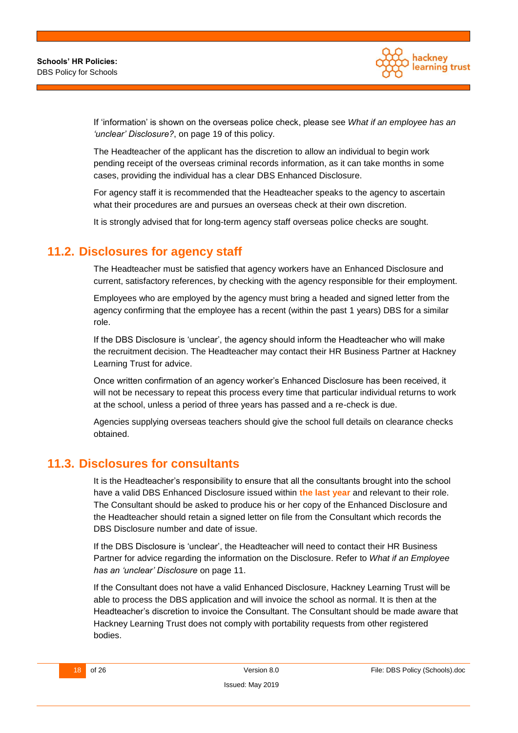If 'information' is shown on the overseas police check, please see *What if an employee has an 'unclear' Disclosure?*, on page 19 of this policy.

The Headteacher of the applicant has the discretion to allow an individual to begin work pending receipt of the overseas criminal records information, as it can take months in some cases, providing the individual has a clear DBS Enhanced Disclosure.

For agency staff it is recommended that the Headteacher speaks to the agency to ascertain what their procedures are and pursues an overseas check at their own discretion.

It is strongly advised that for long-term agency staff overseas police checks are sought.

## 11.2. Disclosures for agency staff

The Headteacher must be satisfied that agency workers have an Enhanced Disclosure and current, satisfactory references, by checking with the agency responsible for their employment.

Employees who are employed by the agency must bring a headed and signed letter from the agency confirming that the employee has a recent (within the past 1 years) DBS for a similar role.

If the DBS Disclosure is 'unclear', the agency should inform the Headteacher who will make the recruitment decision. The Headteacher may contact their HR Business Partner at Hackney Learning Trust for advice.

Once written confirmation of an agency worker's Enhanced Disclosure has been received, it will not be necessary to repeat this process every time that particular individual returns to work at the school, unless a period of three years has passed and a re-check is due.

Agencies supplying overseas teachers should give the school full details on clearance checks obtained.

## 11.3. Disclosures for consultants

It is the Headteacher's responsibility to ensure that all the consultants brought into the school have a valid DBS Enhanced Disclosure issued within **the last year** and relevant to their role. The Consultant should be asked to produce his or her copy of the Enhanced Disclosure and the Headteacher should retain a signed letter on file from the Consultant which records the DBS Disclosure number and date of issue.

If the DBS Disclosure is 'unclear', the Headteacher will need to contact their HR Business Partner for advice regarding the information on the Disclosure. Refer to *What if an Employee has an 'unclear' Disclosure* on page 11.

If the Consultant does not have a valid Enhanced Disclosure, Hackney Learning Trust will be able to process the DBS application and will invoice the school as normal. It is then at the Headteacher's discretion to invoice the Consultant. The Consultant should be made aware that Hackney Learning Trust does not comply with portability requests from other registered bodies.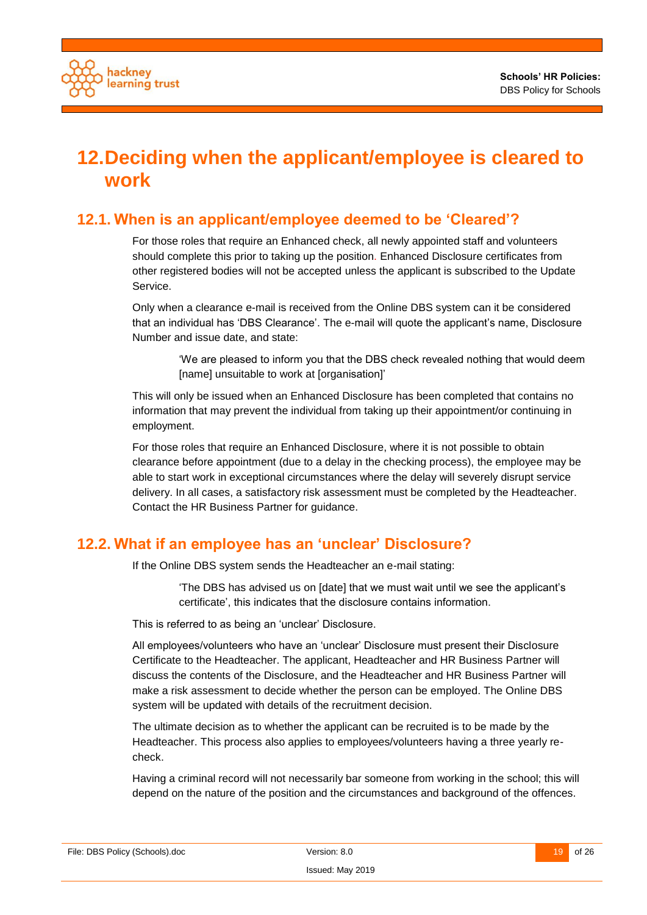# 12. Deciding when the applicant/employee is cleared to work

## 12.1. When is an applicant/employee deemed to be 'Cleared'?

For those roles that require an Enhanced check, all newly appointed staff and volunteers should complete this prior to taking up the position. Enhanced Disclosure certificates from other registered bodies will not be accepted unless the applicant is subscribed to the Update Service.

Only when a clearance e-mail is received from the Online DBS system can it be considered that an individual has 'DBS Clearance'. The e-mail will quote the applicant's name, Disclosure Number and issue date, and state:

> 'We are pleased to inform you that the DBS check revealed nothing that would deem [name] unsuitable to work at [organisation]'

This will only be issued when an Enhanced Disclosure has been completed that contains no information that may prevent the individual from taking up their appointment/or continuing in employment.

For those roles that require an Enhanced Disclosure, where it is not possible to obtain clearance before appointment (due to a delay in the checking process), the employee may be able to start work in exceptional circumstances where the delay will severely disrupt service delivery. In all cases, a satisfactory risk assessment must be completed by the Headteacher. Contact the HR Business Partner for guidance.

## 12.2. What if an employee has an 'unclear' Disclosure?

If the Online DBS system sends the Headteacher an e-mail stating:

> 'The DBS has advised us on [date] that we must wait until we see the applicant's certificate', this indicates that the disclosure contains information.

This is referred to as being an 'unclear' Disclosure.

All employees/volunteers who have an 'unclear' Disclosure must present their Disclosure Certificate to the Headteacher. The applicant, Headteacher and HR Business Partner will discuss the contents of the Disclosure, and the Headteacher and HR Business Partner will make a risk assessment to decide whether the person can be employed. The Online DBS system will be updated with details of the recruitment decision.

The ultimate decision as to whether the applicant can be recruited is to be made by the Headteacher. This process also applies to employees/volunteers having a three yearly re-check.

Having a criminal record will not necessarily bar someone from working in the school; this will depend on the nature of the position and the circumstances and background of the offences.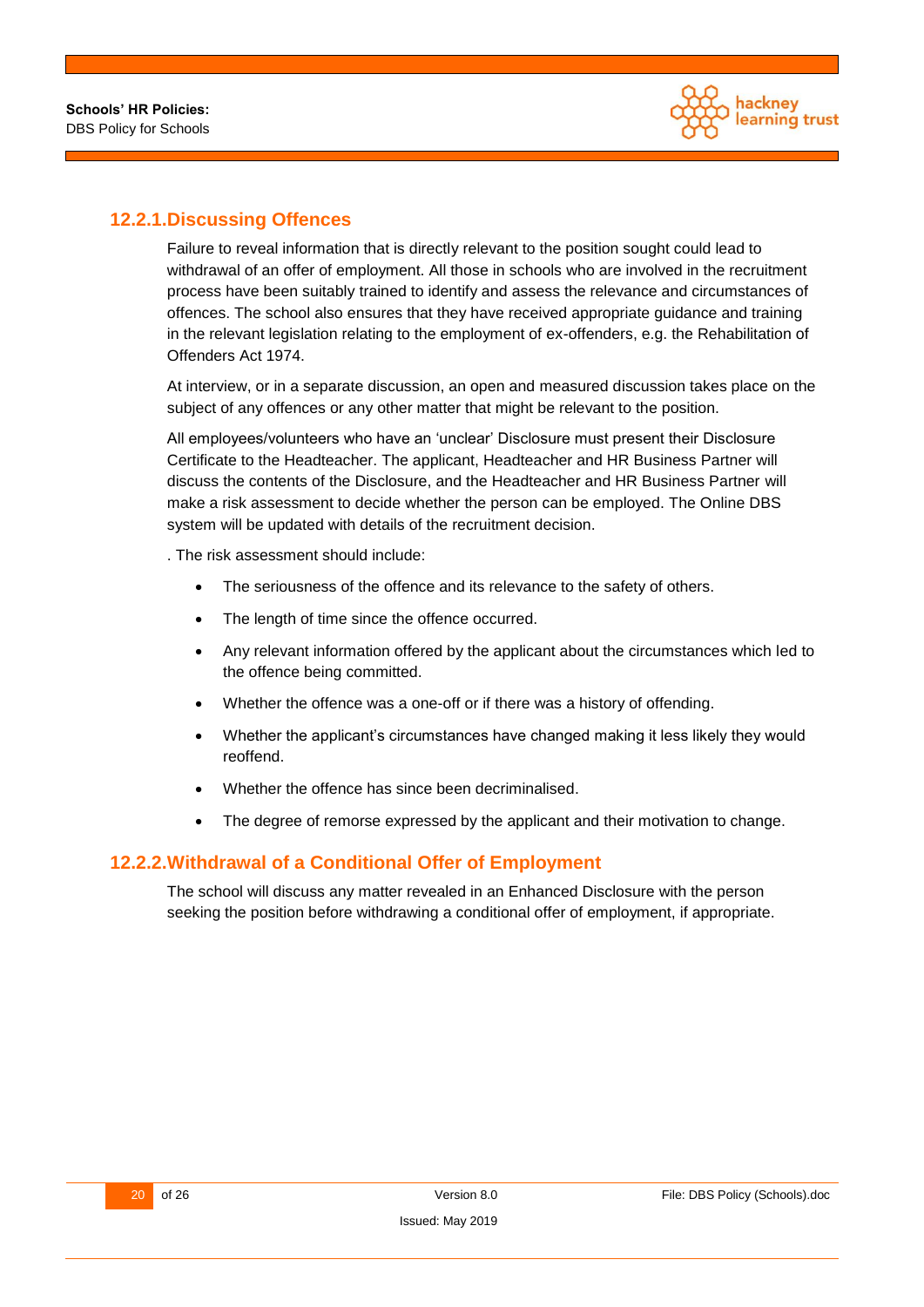### 12.2.1. Discussing Offences

Failure to reveal information that is directly relevant to the position sought could lead to withdrawal of an offer of employment. All those in schools who are involved in the recruitment process have been suitably trained to identify and assess the relevance and circumstances of offences. The school also ensures that they have received appropriate guidance and training in the relevant legislation relating to the employment of ex-offenders, e.g. the Rehabilitation of Offenders Act 1974.

At interview, or in a separate discussion, an open and measured discussion takes place on the subject of any offences or any other matter that might be relevant to the position.

All employees/volunteers who have an 'unclear' Disclosure must present their Disclosure Certificate to the Headteacher. The applicant, Headteacher and HR Business Partner will discuss the contents of the Disclosure, and the Headteacher and HR Business Partner will make a risk assessment to decide whether the person can be employed. The Online DBS system will be updated with details of the recruitment decision.

. The risk assessment should include:

- The seriousness of the offence and its relevance to the safety of others.
- The length of time since the offence occurred.
- Any relevant information offered by the applicant about the circumstances which led to the offence being committed.
- Whether the offence was a one-off or if there was a history of offending.
- Whether the applicant's circumstances have changed making it less likely they would reoffend.
- Whether the offence has since been decriminalised.
- The degree of remorse expressed by the applicant and their motivation to change.

### 12.2.2. Withdrawal of a Conditional Offer of Employment

The school will discuss any matter revealed in an Enhanced Disclosure with the person seeking the position before withdrawing a conditional offer of employment, if appropriate.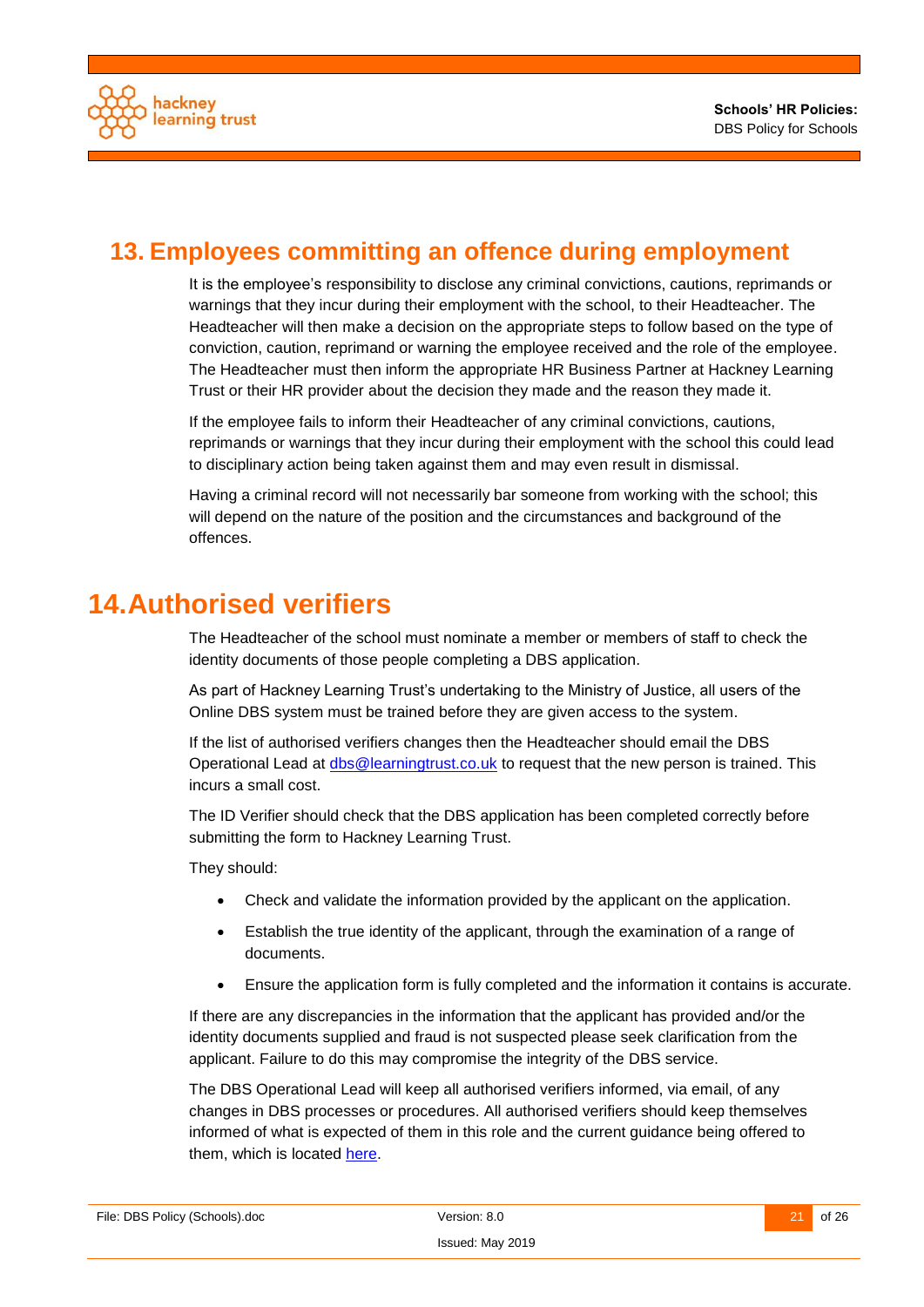## 13. Employees committing an offence during employment

It is the employee's responsibility to disclose any criminal convictions, cautions, reprimands or warnings that they incur during their employment with the school, to their Headteacher. The Headteacher will then make a decision on the appropriate steps to follow based on the type of conviction, caution, reprimand or warning the employee received and the role of the employee. The Headteacher must then inform the appropriate HR Business Partner at Hackney Learning Trust or their HR provider about the decision they made and the reason they made it.

If the employee fails to inform their Headteacher of any criminal convictions, cautions, reprimands or warnings that they incur during their employment with the school this could lead to disciplinary action being taken against them and may even result in dismissal.

Having a criminal record will not necessarily bar someone from working with the school; this will depend on the nature of the position and the circumstances and background of the offences.

## 14. Authorised verifiers

The Headteacher of the school must nominate a member or members of staff to check the identity documents of those people completing a DBS application.

As part of Hackney Learning Trust's undertaking to the Ministry of Justice, all users of the Online DBS system must be trained before they are given access to the system.

If the list of authorised verifiers changes then the Headteacher should email the DBS Operational Lead at dbs@learningtrust.co.uk to request that the new person is trained. This incurs a small cost.

The ID Verifier should check that the DBS application has been completed correctly before submitting the form to Hackney Learning Trust.

They should:

- Check and validate the information provided by the applicant on the application.
- Establish the true identity of the applicant, through the examination of a range of documents.
- Ensure the application form is fully completed and the information it contains is accurate.

If there are any discrepancies in the information that the applicant has provided and/or the identity documents supplied and fraud is not suspected please seek clarification from the applicant. Failure to do this may compromise the integrity of the DBS service.

The DBS Operational Lead will keep all authorised verifiers informed, via email, of any changes in DBS processes or procedures. All authorised verifiers should keep themselves informed of what is expected of them in this role and the current guidance being offered to them, which is located here.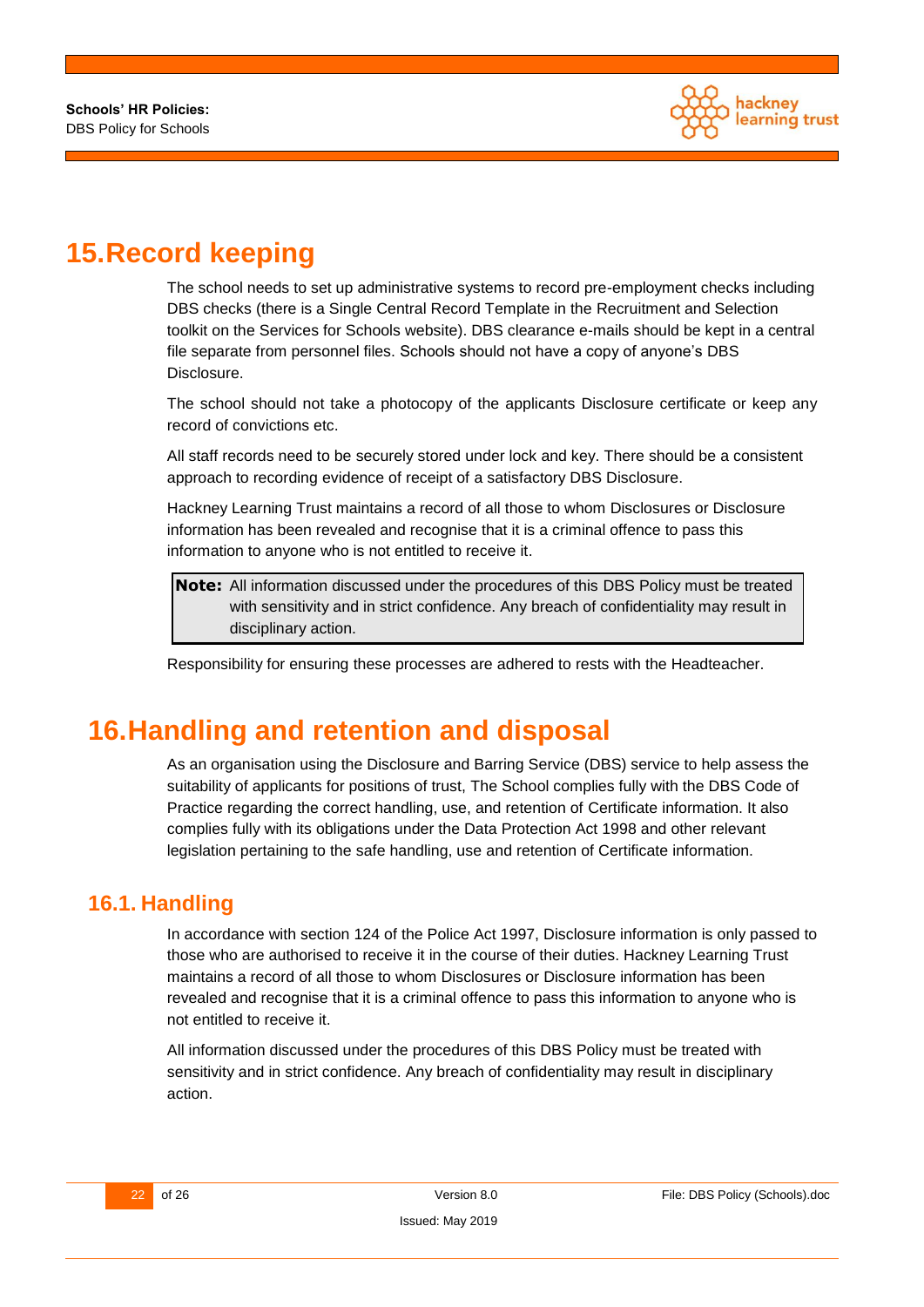# 15. Record keeping

The school needs to set up administrative systems to record pre-employment checks including DBS checks (there is a Single Central Record Template in the Recruitment and Selection toolkit on the Services for Schools website). DBS clearance e-mails should be kept in a central file separate from personnel files. Schools should not have a copy of anyone's DBS Disclosure.

The school should not take a photocopy of the applicants Disclosure certificate or keep any record of convictions etc.

All staff records need to be securely stored under lock and key. There should be a consistent approach to recording evidence of receipt of a satisfactory DBS Disclosure.

Hackney Learning Trust maintains a record of all those to whom Disclosures or Disclosure information has been revealed and recognise that it is a criminal offence to pass this information to anyone who is not entitled to receive it.

> **Note:** All information discussed under the procedures of this DBS Policy must be treated with sensitivity and in strict confidence. Any breach of confidentiality may result in disciplinary action.

Responsibility for ensuring these processes are adhered to rests with the Headteacher.

# 16. Handling and retention and disposal

As an organisation using the Disclosure and Barring Service (DBS) service to help assess the suitability of applicants for positions of trust, The School complies fully with the DBS Code of Practice regarding the correct handling, use, and retention of Certificate information. It also complies fully with its obligations under the Data Protection Act 1998 and other relevant legislation pertaining to the safe handling, use and retention of Certificate information.

## 16.1. Handling

In accordance with section 124 of the Police Act 1997, Disclosure information is only passed to those who are authorised to receive it in the course of their duties. Hackney Learning Trust maintains a record of all those to whom Disclosures or Disclosure information has been revealed and recognise that it is a criminal offence to pass this information to anyone who is not entitled to receive it.

All information discussed under the procedures of this DBS Policy must be treated with sensitivity and in strict confidence. Any breach of confidentiality may result in disciplinary action.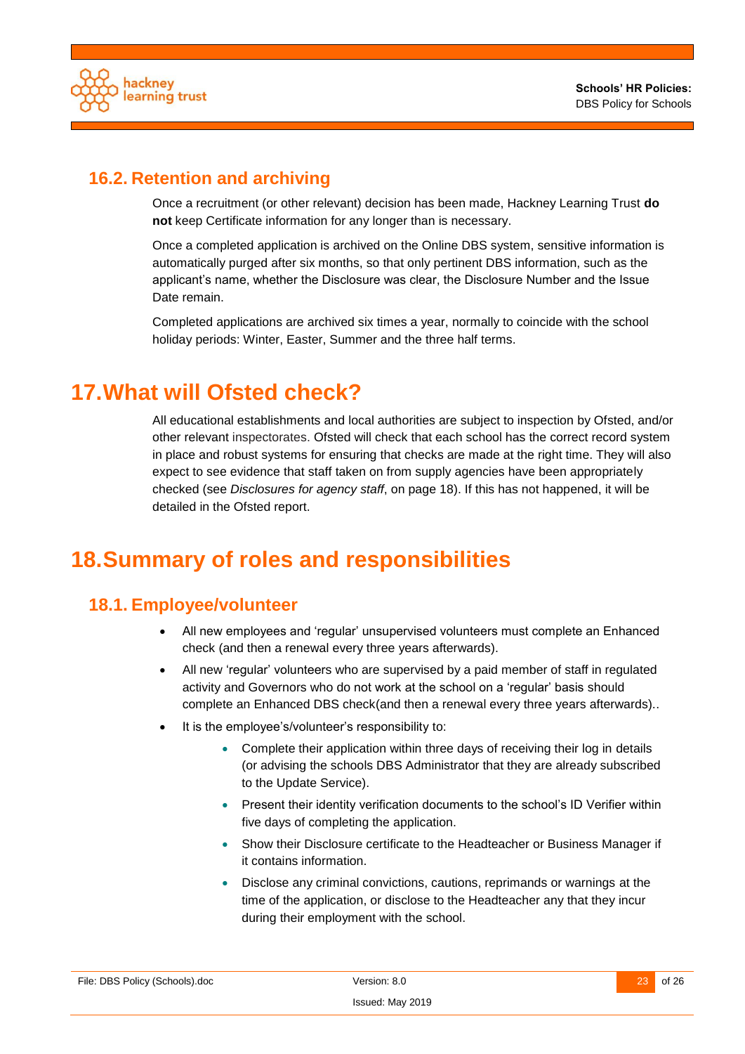### 16.2. Retention and archiving

Once a recruitment (or other relevant) decision has been made, Hackney Learning Trust **do not** keep Certificate information for any longer than is necessary.

Once a completed application is archived on the Online DBS system, sensitive information is automatically purged after six months, so that only pertinent DBS information, such as the applicant's name, whether the Disclosure was clear, the Disclosure Number and the Issue Date remain.

Completed applications are archived six times a year, normally to coincide with the school holiday periods: Winter, Easter, Summer and the three half terms.

## 17. What will Ofsted check?

All educational establishments and local authorities are subject to inspection by Ofsted, and/or other relevant inspectorates. Ofsted will check that each school has the correct record system in place and robust systems for ensuring that checks are made at the right time. They will also expect to see evidence that staff taken on from supply agencies have been appropriately checked (see *Disclosures for agency staff*, on page 18). If this has not happened, it will be detailed in the Ofsted report.

## 18. Summary of roles and responsibilities

### 18.1. Employee/volunteer

- All new employees and 'regular' unsupervised volunteers must complete an Enhanced check (and then a renewal every three years afterwards).
- All new 'regular' volunteers who are supervised by a paid member of staff in regulated activity and Governors who do not work at the school on a 'regular' basis should complete an Enhanced DBS check(and then a renewal every three years afterwards)..
- It is the employee's/volunteer's responsibility to:
    - Complete their application within three days of receiving their log in details (or advising the schools DBS Administrator that they are already subscribed to the Update Service).
    - Present their identity verification documents to the school's ID Verifier within five days of completing the application.
    - Show their Disclosure certificate to the Headteacher or Business Manager if it contains information.
    - Disclose any criminal convictions, cautions, reprimands or warnings at the time of the application, or disclose to the Headteacher any that they incur during their employment with the school.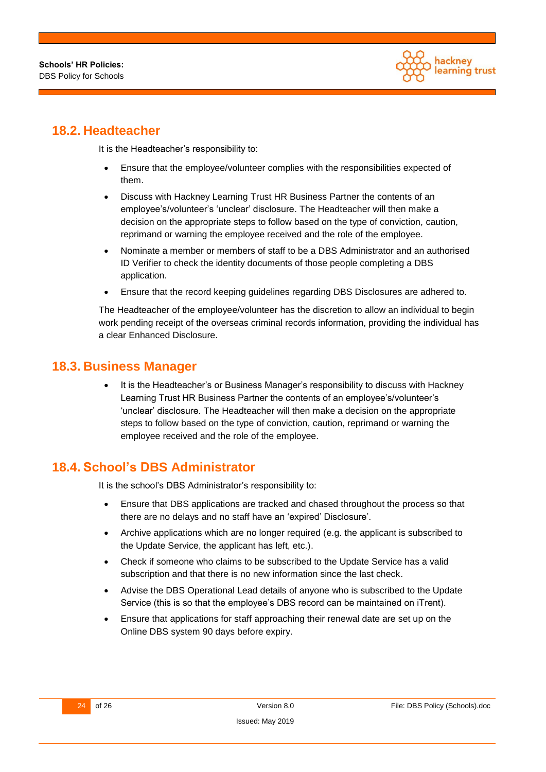## 18.2. Headteacher

It is the Headteacher's responsibility to:

- Ensure that the employee/volunteer complies with the responsibilities expected of them.
- Discuss with Hackney Learning Trust HR Business Partner the contents of an employee's/volunteer's 'unclear' disclosure. The Headteacher will then make a decision on the appropriate steps to follow based on the type of conviction, caution, reprimand or warning the employee received and the role of the employee.
- Nominate a member or members of staff to be a DBS Administrator and an authorised ID Verifier to check the identity documents of those people completing a DBS application.
- Ensure that the record keeping guidelines regarding DBS Disclosures are adhered to.

The Headteacher of the employee/volunteer has the discretion to allow an individual to begin work pending receipt of the overseas criminal records information, providing the individual has a clear Enhanced Disclosure.

## 18.3. Business Manager

- It is the Headteacher's or Business Manager's responsibility to discuss with Hackney Learning Trust HR Business Partner the contents of an employee's/volunteer's 'unclear' disclosure. The Headteacher will then make a decision on the appropriate steps to follow based on the type of conviction, caution, reprimand or warning the employee received and the role of the employee.

## 18.4. School's DBS Administrator

It is the school's DBS Administrator's responsibility to:

- Ensure that DBS applications are tracked and chased throughout the process so that there are no delays and no staff have an 'expired' Disclosure'.
- Archive applications which are no longer required (e.g. the applicant is subscribed to the Update Service, the applicant has left, etc.).
- Check if someone who claims to be subscribed to the Update Service has a valid subscription and that there is no new information since the last check.
- Advise the DBS Operational Lead details of anyone who is subscribed to the Update Service (this is so that the employee's DBS record can be maintained on iTrent).
- Ensure that applications for staff approaching their renewal date are set up on the Online DBS system 90 days before expiry.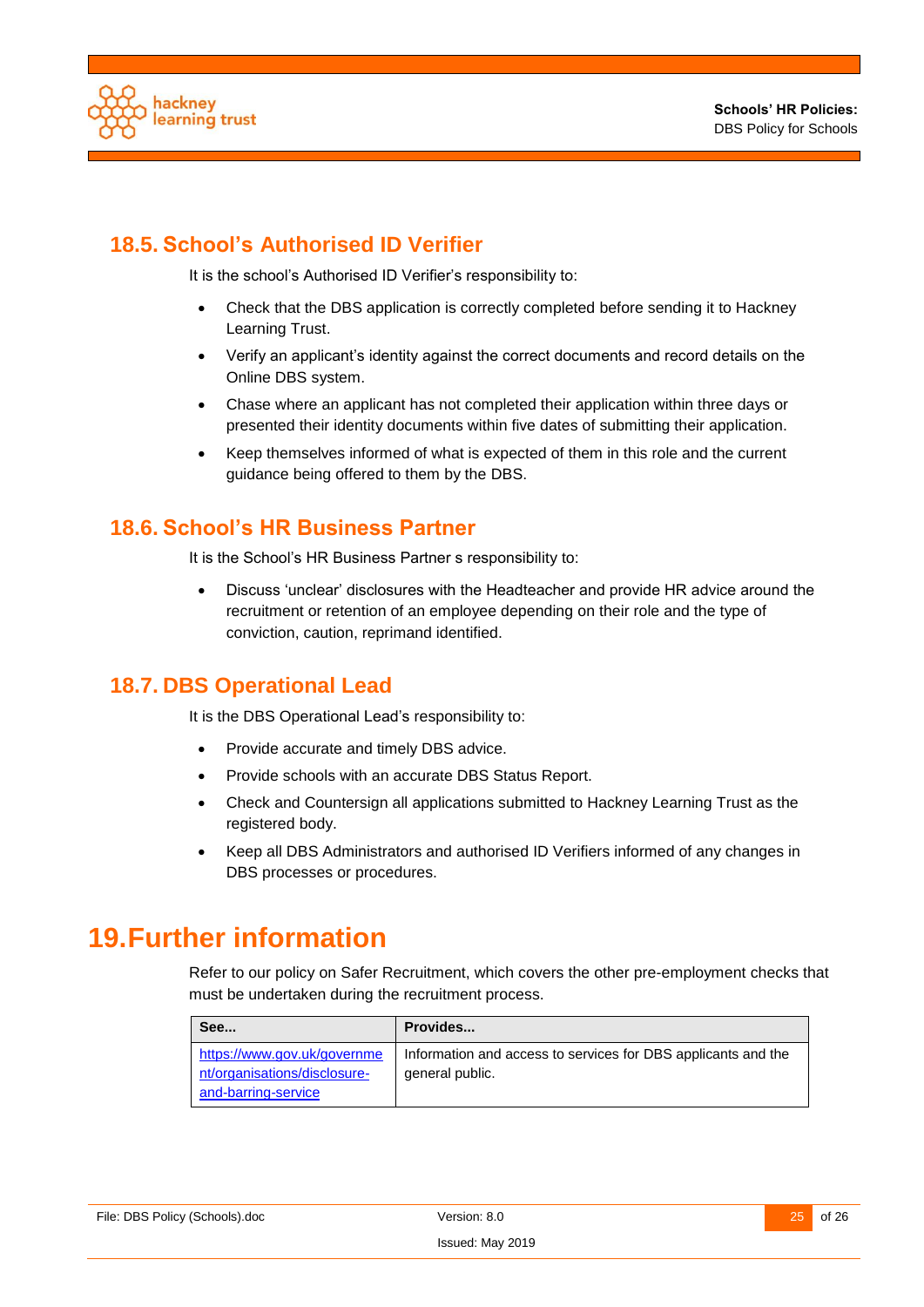### 18.5. School's Authorised ID Verifier

It is the school's Authorised ID Verifier's responsibility to:

- Check that the DBS application is correctly completed before sending it to Hackney Learning Trust.
- Verify an applicant's identity against the correct documents and record details on the Online DBS system.
- Chase where an applicant has not completed their application within three days or presented their identity documents within five dates of submitting their application.
- Keep themselves informed of what is expected of them in this role and the current guidance being offered to them by the DBS.

### 18.6. School's HR Business Partner

It is the School's HR Business Partner s responsibility to:

- Discuss 'unclear' disclosures with the Headteacher and provide HR advice around the recruitment or retention of an employee depending on their role and the type of conviction, caution, reprimand identified.

### 18.7. DBS Operational Lead

It is the DBS Operational Lead's responsibility to:

- Provide accurate and timely DBS advice.
- Provide schools with an accurate DBS Status Report.
- Check and Countersign all applications submitted to Hackney Learning Trust as the registered body.
- Keep all DBS Administrators and authorised ID Verifiers informed of any changes in DBS processes or procedures.

## 19. Further information

Refer to our policy on Safer Recruitment, which covers the other pre-employment checks that must be undertaken during the recruitment process.

| See... | Provides... |
|---|---|
| https://www.gov.uk/government/organisations/disclosure-and-barring-service | Information and access to services for DBS applicants and the general public. |